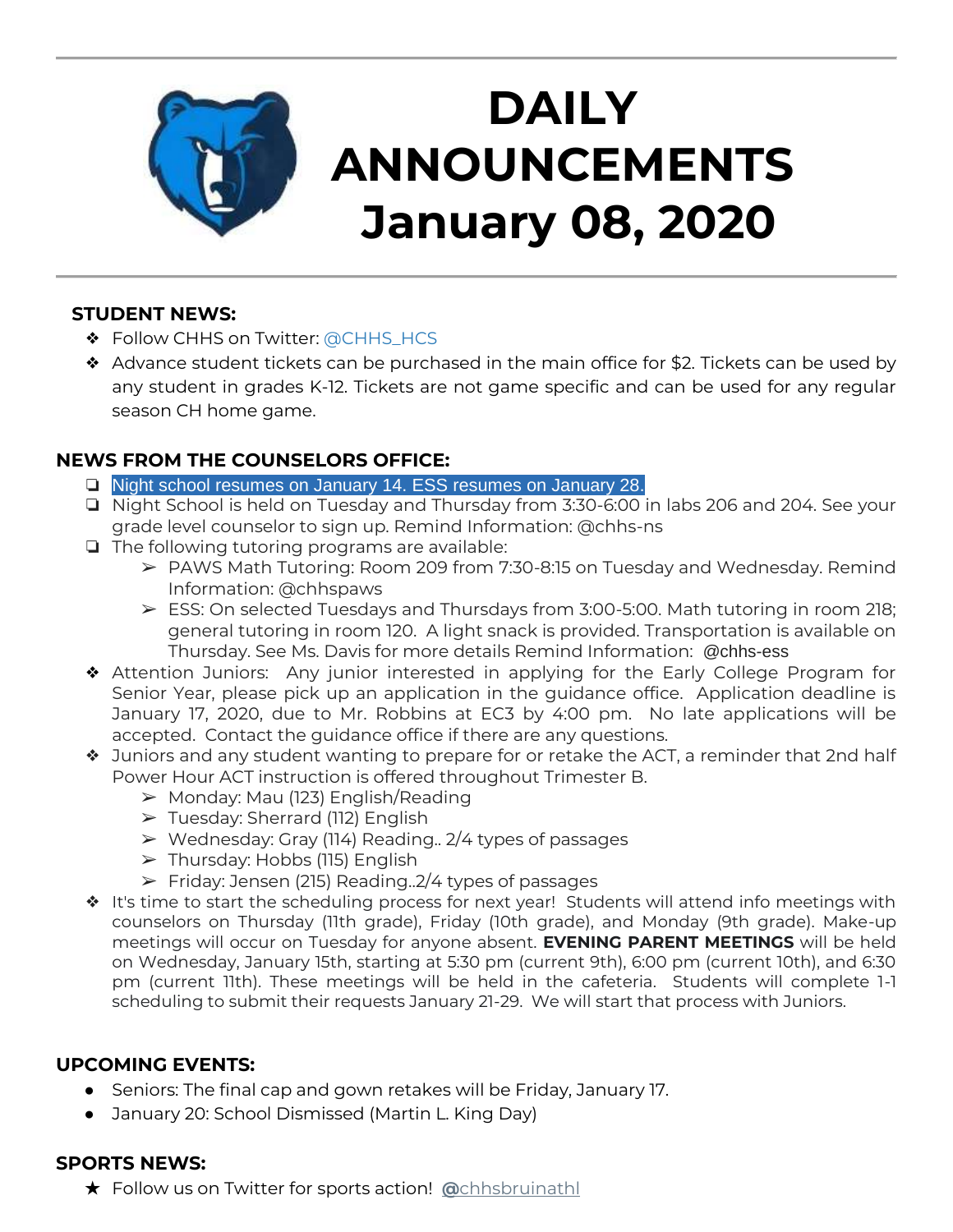# DAILY ANNOUNCEMENTS January 08, 2020

## STUDENT NEWS:

- Follow CHHS on Twitter: @CHHS_HCS
- Advance student tickets can be purchased in the main office for $2. Tickets can be used by any student in grades K-12. Tickets are not game specific and can be used for any regular season CH home game.

## NEWS FROM THE COUNSELORS OFFICE:

- Night school resumes on January 14. ESS resumes on January 28.
- Night School is held on Tuesday and Thursday from 3:30-6:00 in labs 206 and 204. See your grade level counselor to sign up. Remind Information: @chhs-ns
- The following tutoring programs are available:
  - PAWS Math Tutoring: Room 209 from 7:30-8:15 on Tuesday and Wednesday. Remind Information: @chhspaws
  - ESS: On selected Tuesdays and Thursdays from 3:00-5:00. Math tutoring in room 218; general tutoring in room 120. A light snack is provided. Transportation is available on Thursday. See Ms. Davis for more details Remind Information: @chhs-ess
- Attention Juniors: Any junior interested in applying for the Early College Program for Senior Year, please pick up an application in the guidance office. Application deadline is January 17, 2020, due to Mr. Robbins at EC3 by 4:00 pm. No late applications will be accepted. Contact the guidance office if there are any questions.
- Juniors and any student wanting to prepare for or retake the ACT, a reminder that 2nd half Power Hour ACT instruction is offered throughout Trimester B.
  - Monday: Mau (123) English/Reading
  - Tuesday: Sherrard (112) English
  - Wednesday: Gray (114) Reading.. 2/4 types of passages
  - Thursday: Hobbs (115) English
  - Friday: Jensen (215) Reading..2/4 types of passages
- It's time to start the scheduling process for next year! Students will attend info meetings with counselors on Thursday (11th grade), Friday (10th grade), and Monday (9th grade). Make-up meetings will occur on Tuesday for anyone absent. **EVENING PARENT MEETINGS** will be held on Wednesday, January 15th, starting at 5:30 pm (current 9th), 6:00 pm (current 10th), and 6:30 pm (current 11th). These meetings will be held in the cafeteria. Students will complete 1-1 scheduling to submit their requests January 21-29. We will start that process with Juniors.

## UPCOMING EVENTS:

- Seniors: The final cap and gown retakes will be Friday, January 17.
- January 20: School Dismissed (Martin L. King Day)

## SPORTS NEWS:

- Follow us on Twitter for sports action! @chhsbruinathl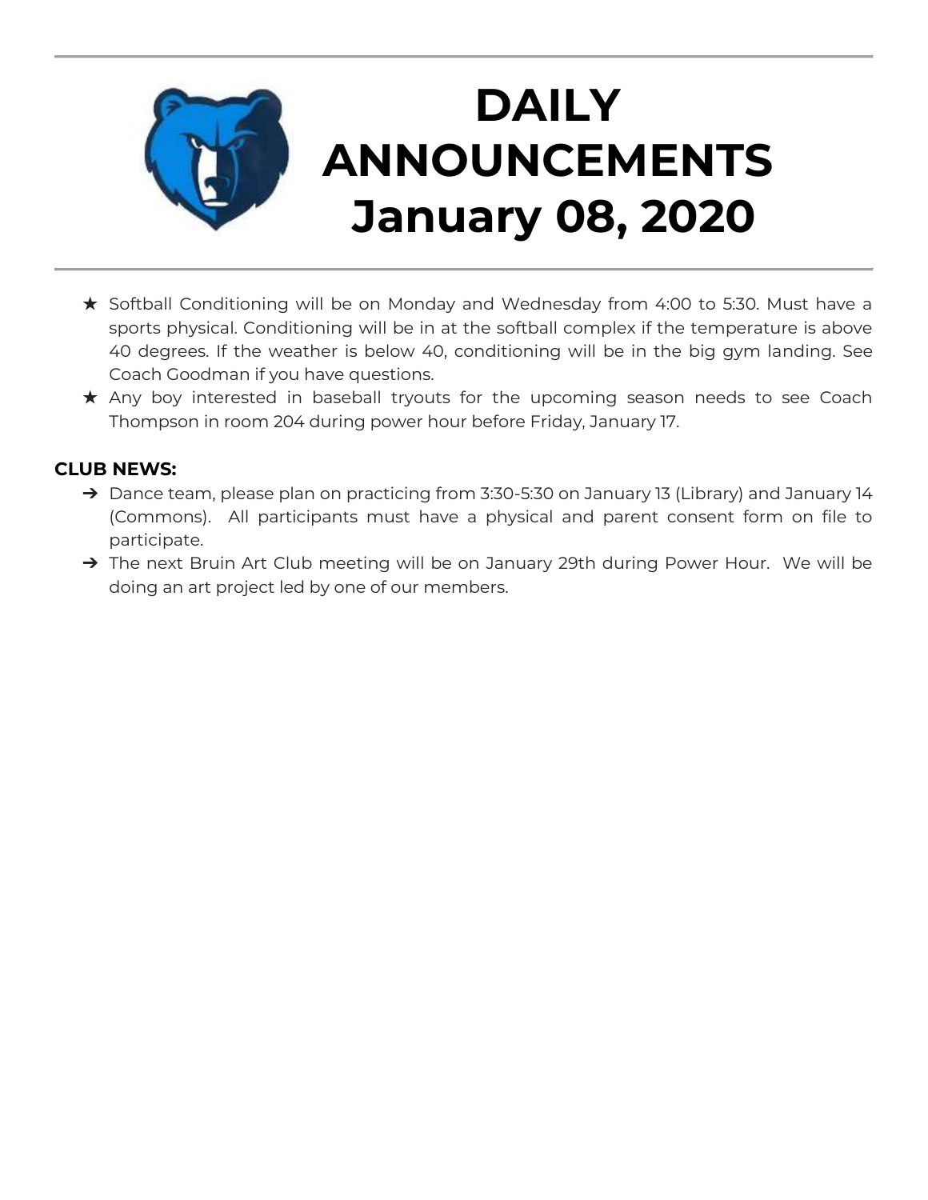# DAILY ANNOUNCEMENTS January 08, 2020

- Softball Conditioning will be on Monday and Wednesday from 4:00 to 5:30. Must have a sports physical. Conditioning will be in at the softball complex if the temperature is above 40 degrees. If the weather is below 40, conditioning will be in the big gym landing. See Coach Goodman if you have questions.
- Any boy interested in baseball tryouts for the upcoming season needs to see Coach Thompson in room 204 during power hour before Friday, January 17.

**CLUB NEWS:**

- Dance team, please plan on practicing from 3:30-5:30 on January 13 (Library) and January 14 (Commons). All participants must have a physical and parent consent form on file to participate.
- The next Bruin Art Club meeting will be on January 29th during Power Hour. We will be doing an art project led by one of our members.